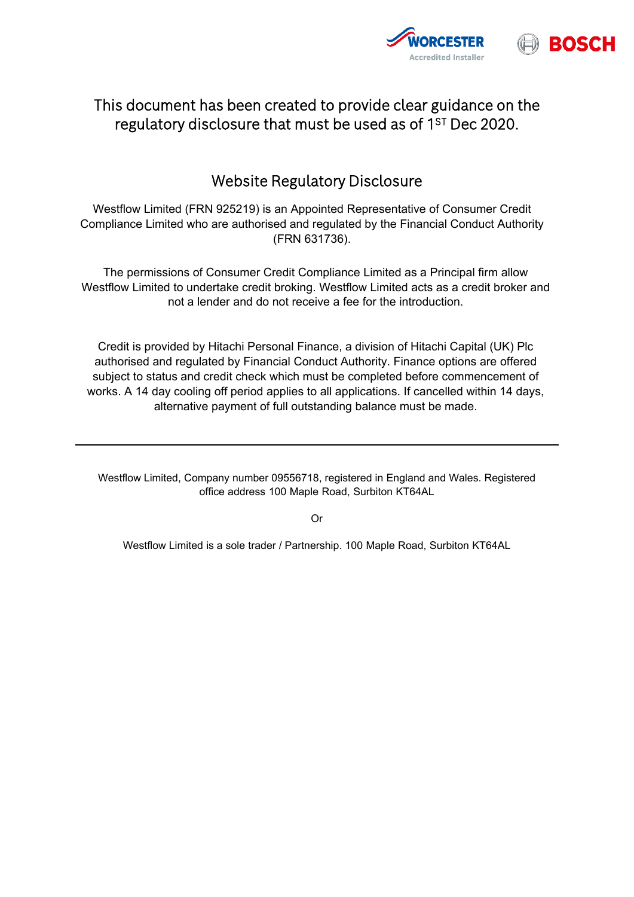This document has been created to provide clear guidance on the regulatory disclosure that must be used as of 1ST Dec 2020.

## Website Regulatory Disclosure

Westflow Limited (FRN 925219) is an Appointed Representative of Consumer Credit Compliance Limited who are authorised and regulated by the Financial Conduct Authority (FRN 631736).

The permissions of Consumer Credit Compliance Limited as a Principal firm allow Westflow Limited to undertake credit broking. Westflow Limited acts as a credit broker and not a lender and do not receive a fee for the introduction.

Credit is provided by Hitachi Personal Finance, a division of Hitachi Capital (UK) Plc authorised and regulated by Financial Conduct Authority. Finance options are offered subject to status and credit check which must be completed before commencement of works. A 14 day cooling off period applies to all applications. If cancelled within 14 days, alternative payment of full outstanding balance must be made.

---

Westflow Limited, Company number 09556718, registered in England and Wales. Registered office address 100 Maple Road, Surbiton KT64AL

Or

Westflow Limited is a sole trader / Partnership. 100 Maple Road, Surbiton KT64AL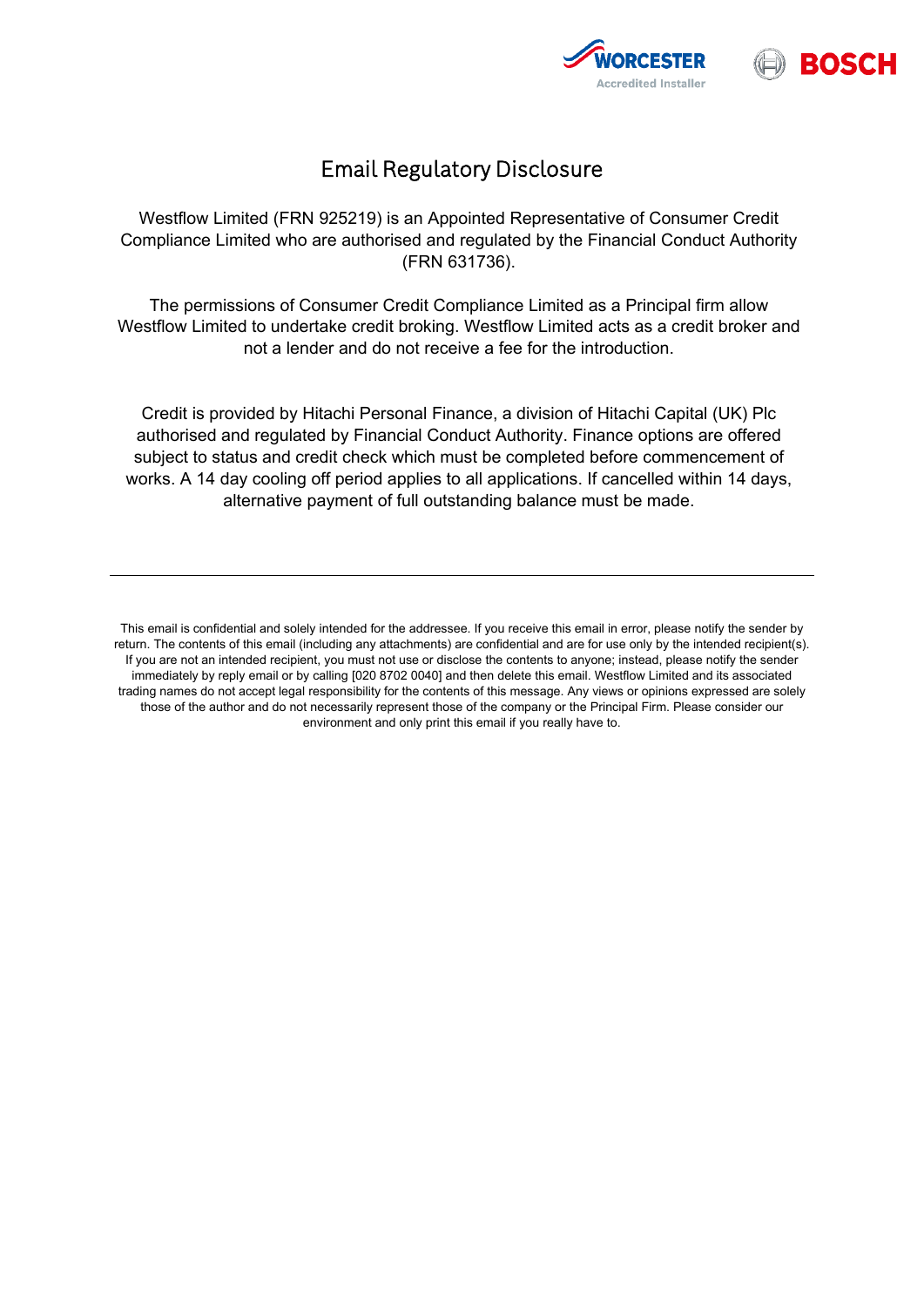# Email Regulatory Disclosure

Westflow Limited (FRN 925219) is an Appointed Representative of Consumer Credit Compliance Limited who are authorised and regulated by the Financial Conduct Authority (FRN 631736).

The permissions of Consumer Credit Compliance Limited as a Principal firm allow Westflow Limited to undertake credit broking. Westflow Limited acts as a credit broker and not a lender and do not receive a fee for the introduction.

Credit is provided by Hitachi Personal Finance, a division of Hitachi Capital (UK) Plc authorised and regulated by Financial Conduct Authority. Finance options are offered subject to status and credit check which must be completed before commencement of works. A 14 day cooling off period applies to all applications. If cancelled within 14 days, alternative payment of full outstanding balance must be made.

---

This email is confidential and solely intended for the addressee. If you receive this email in error, please notify the sender by return. The contents of this email (including any attachments) are confidential and are for use only by the intended recipient(s). If you are not an intended recipient, you must not use or disclose the contents to anyone; instead, please notify the sender immediately by reply email or by calling [020 8702 0040] and then delete this email. Westflow Limited and its associated trading names do not accept legal responsibility for the contents of this message. Any views or opinions expressed are solely those of the author and do not necessarily represent those of the company or the Principal Firm. Please consider our environment and only print this email if you really have to.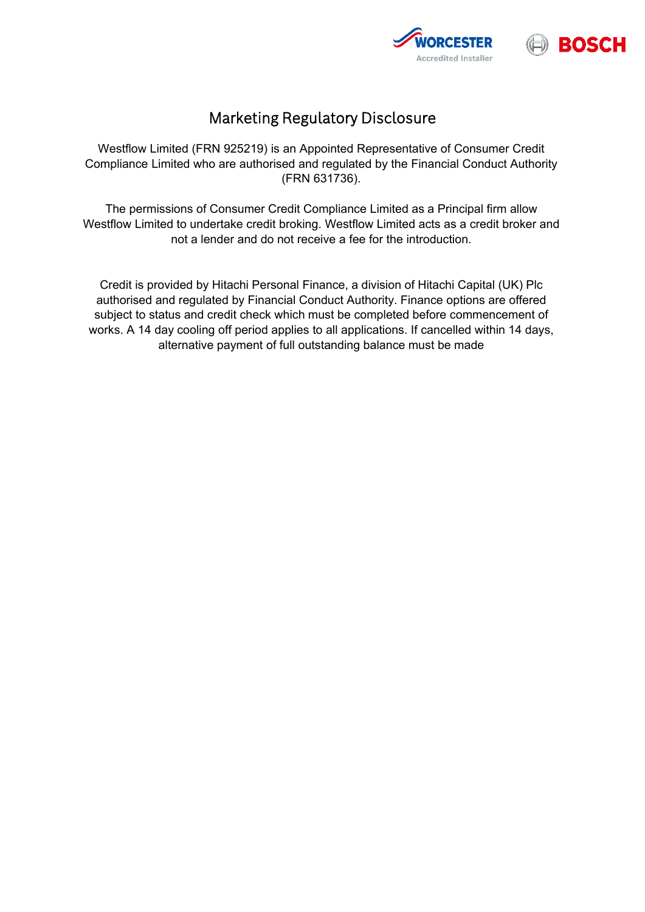# Marketing Regulatory Disclosure

Westflow Limited (FRN 925219) is an Appointed Representative of Consumer Credit Compliance Limited who are authorised and regulated by the Financial Conduct Authority (FRN 631736).

The permissions of Consumer Credit Compliance Limited as a Principal firm allow Westflow Limited to undertake credit broking. Westflow Limited acts as a credit broker and not a lender and do not receive a fee for the introduction.

Credit is provided by Hitachi Personal Finance, a division of Hitachi Capital (UK) Plc authorised and regulated by Financial Conduct Authority. Finance options are offered subject to status and credit check which must be completed before commencement of works. A 14 day cooling off period applies to all applications. If cancelled within 14 days, alternative payment of full outstanding balance must be made